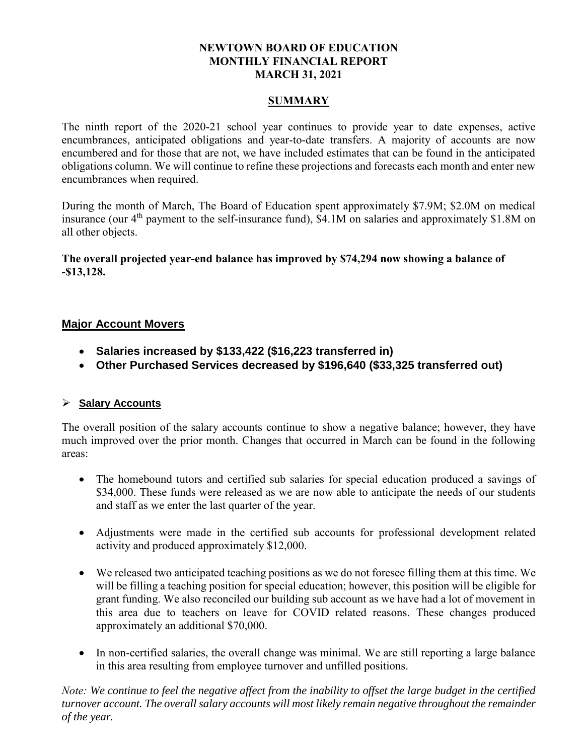# NEWTOWN BOARD OF EDUCATION
## MONTHLY FINANCIAL REPORT
## MARCH 31, 2021

### SUMMARY

The ninth report of the 2020-21 school year continues to provide year to date expenses, active encumbrances, anticipated obligations and year-to-date transfers. A majority of accounts are now encumbered and for those that are not, we have included estimates that can be found in the anticipated obligations column. We will continue to refine these projections and forecasts each month and enter new encumbrances when required.

During the month of March, The Board of Education spent approximately $7.9M; $2.0M on medical insurance (our 4th payment to the self-insurance fund), $4.1M on salaries and approximately $1.8M on all other objects.

**The overall projected year-end balance has improved by $74,294 now showing a balance of -$13,128.**

## Major Account Movers

- **Salaries increased by $133,422 ($16,223 transferred in)**
- **Other Purchased Services decreased by $196,640 ($33,325 transferred out)**

### Salary Accounts

The overall position of the salary accounts continue to show a negative balance; however, they have much improved over the prior month. Changes that occurred in March can be found in the following areas:

- The homebound tutors and certified sub salaries for special education produced a savings of $34,000. These funds were released as we are now able to anticipate the needs of our students and staff as we enter the last quarter of the year.
- Adjustments were made in the certified sub accounts for professional development related activity and produced approximately $12,000.
- We released two anticipated teaching positions as we do not foresee filling them at this time. We will be filling a teaching position for special education; however, this position will be eligible for grant funding. We also reconciled our building sub account as we have had a lot of movement in this area due to teachers on leave for COVID related reasons. These changes produced approximately an additional $70,000.
- In non-certified salaries, the overall change was minimal. We are still reporting a large balance in this area resulting from employee turnover and unfilled positions.

*Note: We continue to feel the negative affect from the inability to offset the large budget in the certified turnover account. The overall salary accounts will most likely remain negative throughout the remainder of the year.*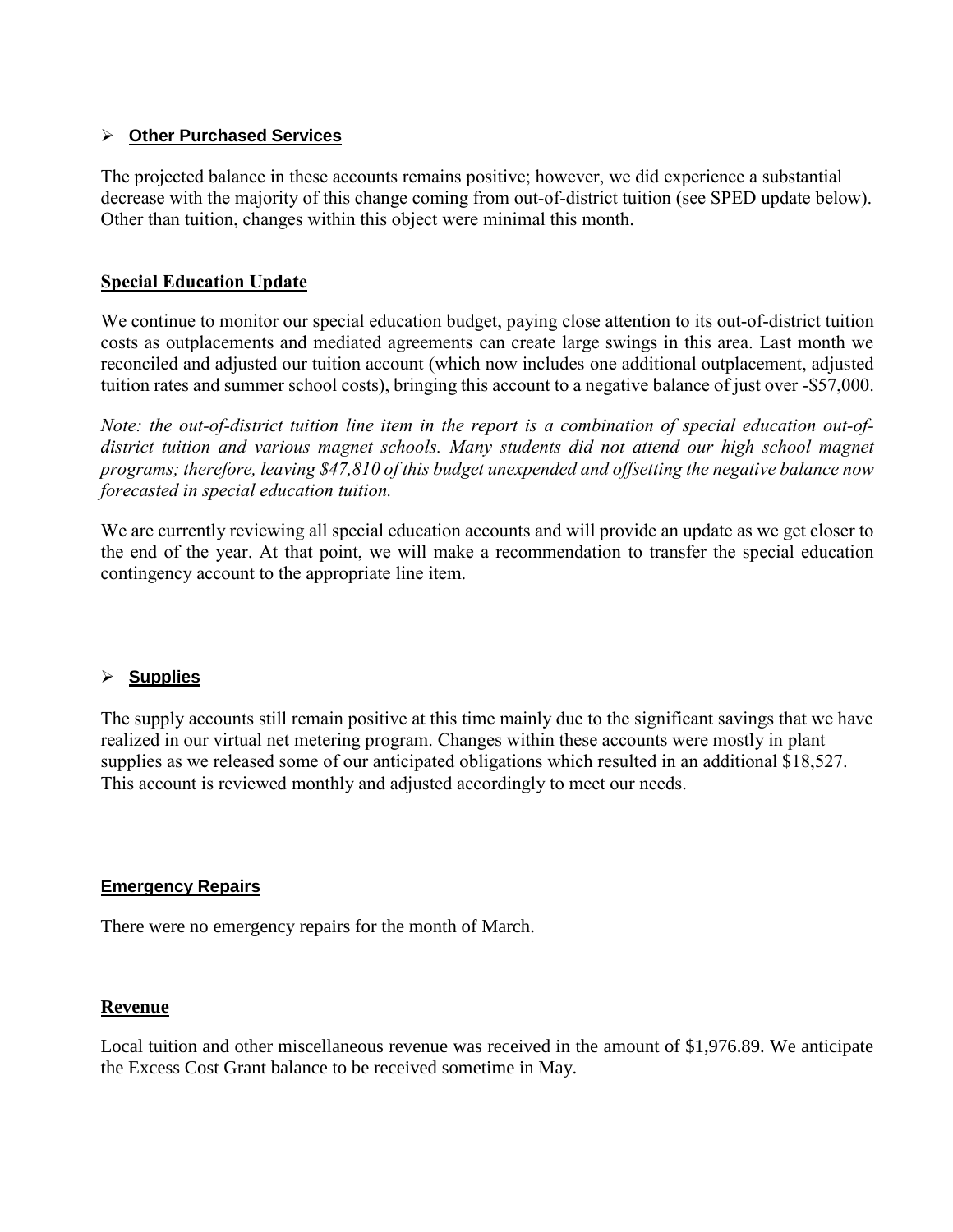- **Other Purchased Services**

The projected balance in these accounts remains positive; however, we did experience a substantial decrease with the majority of this change coming from out-of-district tuition (see SPED update below). Other than tuition, changes within this object were minimal this month.

## Special Education Update

We continue to monitor our special education budget, paying close attention to its out-of-district tuition costs as outplacements and mediated agreements can create large swings in this area. Last month we reconciled and adjusted our tuition account (which now includes one additional outplacement, adjusted tuition rates and summer school costs), bringing this account to a negative balance of just over -$57,000.

*Note: the out-of-district tuition line item in the report is a combination of special education out-of-district tuition and various magnet schools. Many students did not attend our high school magnet programs; therefore, leaving $47,810 of this budget unexpended and offsetting the negative balance now forecasted in special education tuition.*

We are currently reviewing all special education accounts and will provide an update as we get closer to the end of the year. At that point, we will make a recommendation to transfer the special education contingency account to the appropriate line item.

- **Supplies**

The supply accounts still remain positive at this time mainly due to the significant savings that we have realized in our virtual net metering program. Changes within these accounts were mostly in plant supplies as we released some of our anticipated obligations which resulted in an additional $18,527. This account is reviewed monthly and adjusted accordingly to meet our needs.

## Emergency Repairs

There were no emergency repairs for the month of March.

## Revenue

Local tuition and other miscellaneous revenue was received in the amount of $1,976.89. We anticipate the Excess Cost Grant balance to be received sometime in May.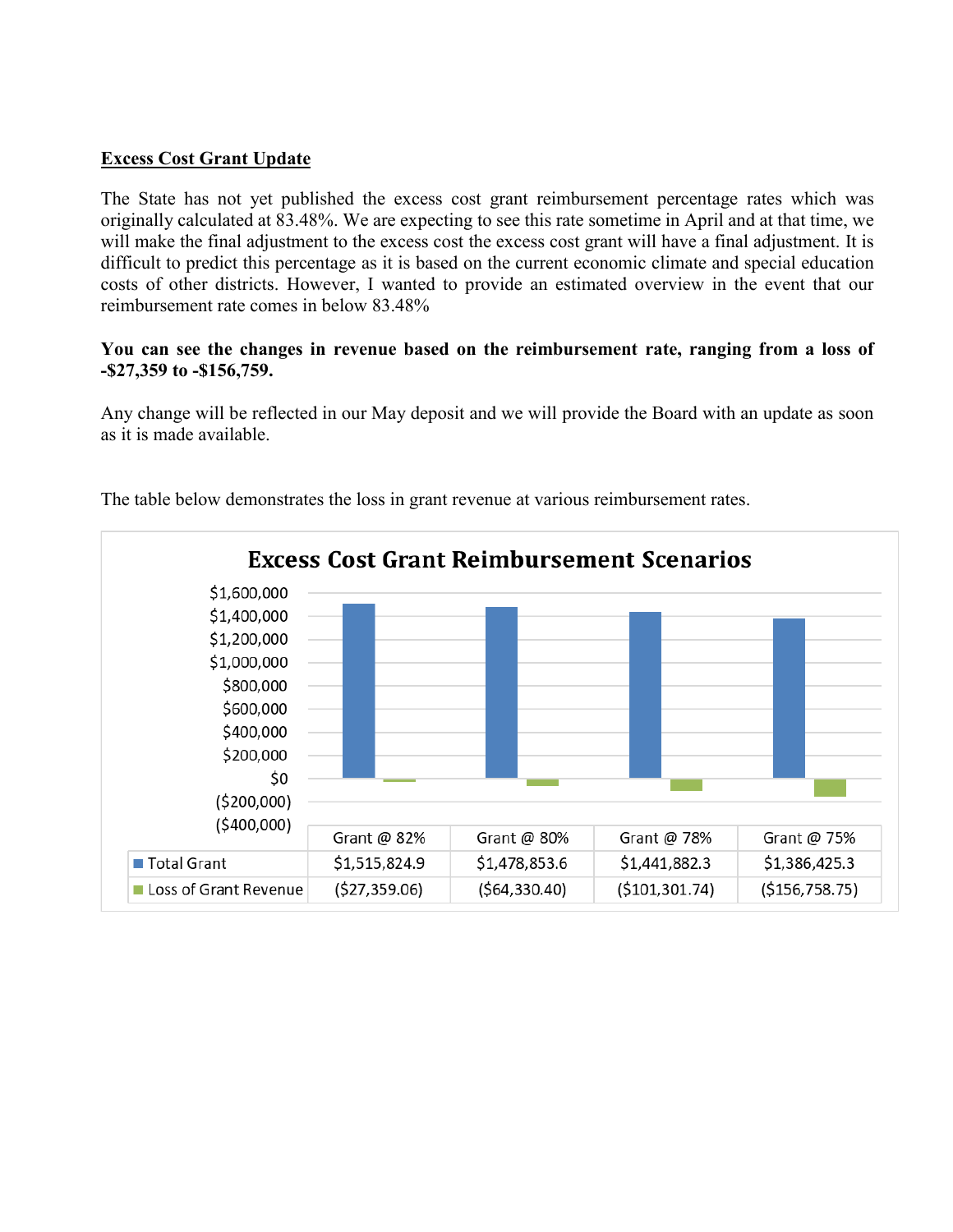**<u>Excess Cost Grant Update</u>**

The State has not yet published the excess cost grant reimbursement percentage rates which was originally calculated at 83.48%. We are expecting to see this rate sometime in April and at that time, we will make the final adjustment to the excess cost the excess cost grant will have a final adjustment. It is difficult to predict this percentage as it is based on the current economic climate and special education costs of other districts. However, I wanted to provide an estimated overview in the event that our reimbursement rate comes in below 83.48%

**You can see the changes in revenue based on the reimbursement rate, ranging from a loss of -$27,359 to -$156,759.**

Any change will be reflected in our May deposit and we will provide the Board with an update as soon as it is made available.

The table below demonstrates the loss in grant revenue at various reimbursement rates.

**Excess Cost Grant Reimbursement Scenarios**

| | Grant @ 82% | Grant @ 80% | Grant @ 78% | Grant @ 75% |
|---|---|---|---|---|
| Total Grant | $1,515,824.9 | $1,478,853.6 | $1,441,882.3 | $1,386,425.3 |
| Loss of Grant Revenue | ($27,359.06) | ($64,330.40) | ($101,301.74) | ($156,758.75) |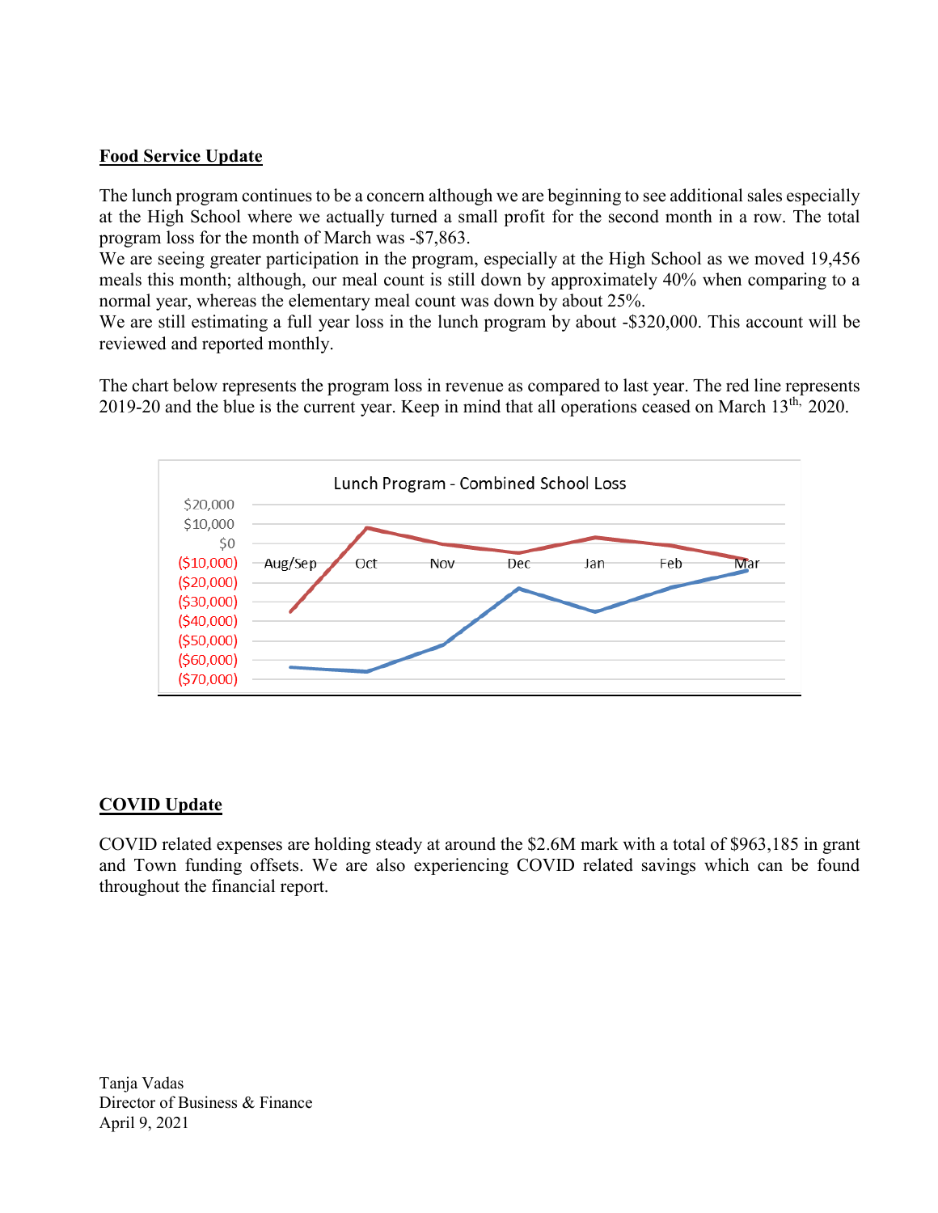**Food Service Update**

The lunch program continues to be a concern although we are beginning to see additional sales especially at the High School where we actually turned a small profit for the second month in a row. The total program loss for the month of March was -$7,863.

We are seeing greater participation in the program, especially at the High School as we moved 19,456 meals this month; although, our meal count is still down by approximately 40% when comparing to a normal year, whereas the elementary meal count was down by about 25%.

We are still estimating a full year loss in the lunch program by about -$320,000. This account will be reviewed and reported monthly.

The chart below represents the program loss in revenue as compared to last year. The red line represents 2019-20 and the blue is the current year. Keep in mind that all operations ceased on March 13th, 2020.

Lunch Program - Combined School Loss

**COVID Update**

COVID related expenses are holding steady at around the $2.6M mark with a total of $963,185 in grant and Town funding offsets. We are also experiencing COVID related savings which can be found throughout the financial report.

Tanja Vadas
Director of Business & Finance
April 9, 2021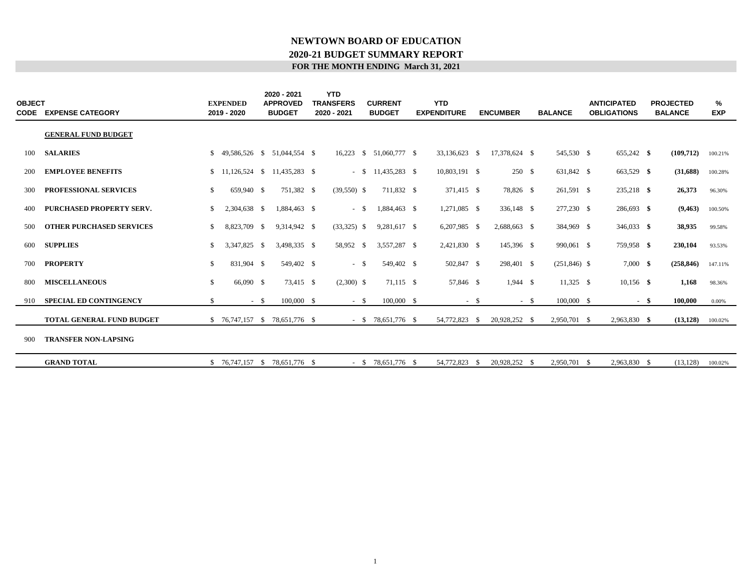# NEWTOWN BOARD OF EDUCATION

## 2020-21 BUDGET SUMMARY REPORT

### FOR THE MONTH ENDING March 31, 2021

| OBJECT CODE | EXPENSE CATEGORY | EXPENDED 2019 - 2020 | 2020 - 2021 APPROVED BUDGET | YTD TRANSFERS 2020 - 2021 | CURRENT BUDGET | YTD EXPENDITURE | ENCUMBER | BALANCE | ANTICIPATED OBLIGATIONS | PROJECTED BALANCE | % EXP |
|---|---|---|---|---|---|---|---|---|---|---|---|
| | **GENERAL FUND BUDGET** | | | | | | | | | | |
| 100 | **SALARIES** | $ 49,586,526 | $ 51,044,554 | $ 16,223 | $ 51,060,777 | $ 33,136,623 | $ 17,378,624 | $ 545,530 | $ 655,242 | **$ (109,712)** | 100.21% |
| 200 | **EMPLOYEE BENEFITS** | $ 11,126,524 | $ 11,435,283 | $ - | $ 11,435,283 | $ 10,803,191 | $ 250 | $ 631,842 | $ 663,529 | **$ (31,688)** | 100.28% |
| 300 | **PROFESSIONAL SERVICES** | $ 659,940 | $ 751,382 | $ (39,550) | $ 711,832 | $ 371,415 | $ 78,826 | $ 261,591 | $ 235,218 | **$ 26,373** | 96.30% |
| 400 | **PURCHASED PROPERTY SERV.** | $ 2,304,638 | $ 1,884,463 | $ - | $ 1,884,463 | $ 1,271,085 | $ 336,148 | $ 277,230 | $ 286,693 | **$ (9,463)** | 100.50% |
| 500 | **OTHER PURCHASED SERVICES** | $ 8,823,709 | $ 9,314,942 | $ (33,325) | $ 9,281,617 | $ 6,207,985 | $ 2,688,663 | $ 384,969 | $ 346,033 | **$ 38,935** | 99.58% |
| 600 | **SUPPLIES** | $ 3,347,825 | $ 3,498,335 | $ 58,952 | $ 3,557,287 | $ 2,421,830 | $ 145,396 | $ 990,061 | $ 759,958 | **$ 230,104** | 93.53% |
| 700 | **PROPERTY** | $ 831,904 | $ 549,402 | $ - | $ 549,402 | $ 502,847 | $ 298,401 | $ (251,846) | $ 7,000 | **$ (258,846)** | 147.11% |
| 800 | **MISCELLANEOUS** | $ 66,090 | $ 73,415 | $ (2,300) | $ 71,115 | $ 57,846 | $ 1,944 | $ 11,325 | $ 10,156 | **$ 1,168** | 98.36% |
| 910 | **SPECIAL ED CONTINGENCY** | $ - | $ 100,000 | $ - | $ 100,000 | $ - | $ - | $ 100,000 | $ - | **$ 100,000** | 0.00% |
| | **TOTAL GENERAL FUND BUDGET** | $ 76,747,157 | $ 78,651,776 | $ - | $ 78,651,776 | $ 54,772,823 | $ 20,928,252 | $ 2,950,701 | $ 2,963,830 | **$ (13,128)** | 100.02% |
| 900 | **TRANSFER NON-LAPSING** | | | | | | | | | | |
| | **GRAND TOTAL** | $ 76,747,157 | $ 78,651,776 | $ - | $ 78,651,776 | $ 54,772,823 | $ 20,928,252 | $ 2,950,701 | $ 2,963,830 | $ (13,128) | 100.02% |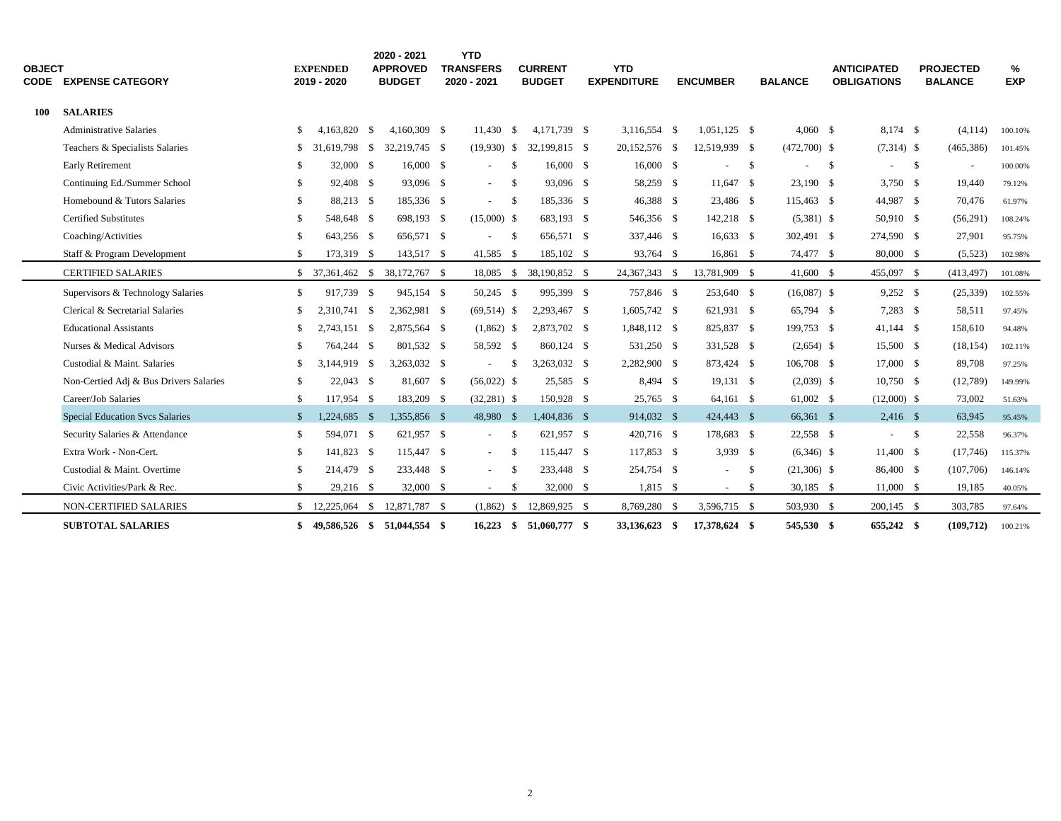| OBJECT CODE | EXPENSE CATEGORY | EXPENDED 2019 - 2020 | 2020 - 2021 APPROVED BUDGET | YTD TRANSFERS 2020 - 2021 | CURRENT BUDGET | YTD EXPENDITURE | ENCUMBER | BALANCE | ANTICIPATED OBLIGATIONS | PROJECTED BALANCE | % EXP |
|---|---|---|---|---|---|---|---|---|---|---|---|
| **100** | **SALARIES** | | | | | | | | | | |
| | Administrative Salaries | $ 4,163,820 | $ 4,160,309 | $ 11,430 | $ 4,171,739 | $ 3,116,554 | $ 1,051,125 | $ 4,060 | $ 8,174 | $ (4,114) | 100.10% |
| | Teachers & Specialists Salaries | $ 31,619,798 | $ 32,219,745 | $ (19,930) | $ 32,199,815 | $ 20,152,576 | $ 12,519,939 | $ (472,700) | $ (7,314) | $ (465,386) | 101.45% |
| | Early Retirement | $ 32,000 | $ 16,000 | $ - | $ 16,000 | $ 16,000 | $ - | $ - | $ - | $ - | 100.00% |
| | Continuing Ed./Summer School | $ 92,408 | $ 93,096 | $ - | $ 93,096 | $ 58,259 | $ 11,647 | $ 23,190 | $ 3,750 | $ 19,440 | 79.12% |
| | Homebound & Tutors Salaries | $ 88,213 | $ 185,336 | $ - | $ 185,336 | $ 46,388 | $ 23,486 | $ 115,463 | $ 44,987 | $ 70,476 | 61.97% |
| | Certified Substitutes | $ 548,648 | $ 698,193 | $ (15,000) | $ 683,193 | $ 546,356 | $ 142,218 | $ (5,381) | $ 50,910 | $ (56,291) | 108.24% |
| | Coaching/Activities | $ 643,256 | $ 656,571 | $ - | $ 656,571 | $ 337,446 | $ 16,633 | $ 302,491 | $ 274,590 | $ 27,901 | 95.75% |
| | Staff & Program Development | $ 173,319 | $ 143,517 | $ 41,585 | $ 185,102 | $ 93,764 | $ 16,861 | $ 74,477 | $ 80,000 | $ (5,523) | 102.98% |
| | CERTIFIED SALARIES | $ 37,361,462 | $ 38,172,767 | $ 18,085 | $ 38,190,852 | $ 24,367,343 | $ 13,781,909 | $ 41,600 | $ 455,097 | $ (413,497) | 101.08% |
| | Supervisors & Technology Salaries | $ 917,739 | $ 945,154 | $ 50,245 | $ 995,399 | $ 757,846 | $ 253,640 | $ (16,087) | $ 9,252 | $ (25,339) | 102.55% |
| | Clerical & Secretarial Salaries | $ 2,310,741 | $ 2,362,981 | $ (69,514) | $ 2,293,467 | $ 1,605,742 | $ 621,931 | $ 65,794 | $ 7,283 | $ 58,511 | 97.45% |
| | Educational Assistants | $ 2,743,151 | $ 2,875,564 | $ (1,862) | $ 2,873,702 | $ 1,848,112 | $ 825,837 | $ 199,753 | $ 41,144 | $ 158,610 | 94.48% |
| | Nurses & Medical Advisors | $ 764,244 | $ 801,532 | $ 58,592 | $ 860,124 | $ 531,250 | $ 331,528 | $ (2,654) | $ 15,500 | $ (18,154) | 102.11% |
| | Custodial & Maint. Salaries | $ 3,144,919 | $ 3,263,032 | $ - | $ 3,263,032 | $ 2,282,900 | $ 873,424 | $ 106,708 | $ 17,000 | $ 89,708 | 97.25% |
| | Non-Certied Adj & Bus Drivers Salaries | $ 22,043 | $ 81,607 | $ (56,022) | $ 25,585 | $ 8,494 | $ 19,131 | $ (2,039) | $ 10,750 | $ (12,789) | 149.99% |
| | Career/Job Salaries | $ 117,954 | $ 183,209 | $ (32,281) | $ 150,928 | $ 25,765 | $ 64,161 | $ 61,002 | $ (12,000) | $ 73,002 | 51.63% |
| | Special Education Svcs Salaries | $ 1,224,685 | $ 1,355,856 | $ 48,980 | $ 1,404,836 | $ 914,032 | $ 424,443 | $ 66,361 | $ 2,416 | $ 63,945 | 95.45% |
| | Security Salaries & Attendance | $ 594,071 | $ 621,957 | $ - | $ 621,957 | $ 420,716 | $ 178,683 | $ 22,558 | $ - | $ 22,558 | 96.37% |
| | Extra Work - Non-Cert. | $ 141,823 | $ 115,447 | $ - | $ 115,447 | $ 117,853 | $ 3,939 | $ (6,346) | $ 11,400 | $ (17,746) | 115.37% |
| | Custodial & Maint. Overtime | $ 214,479 | $ 233,448 | $ - | $ 233,448 | $ 254,754 | $ - | $ (21,306) | $ 86,400 | $ (107,706) | 146.14% |
| | Civic Activities/Park & Rec. | $ 29,216 | $ 32,000 | $ - | $ 32,000 | $ 1,815 | $ - | $ 30,185 | $ 11,000 | $ 19,185 | 40.05% |
| | NON-CERTIFIED SALARIES | $ 12,225,064 | $ 12,871,787 | $ (1,862) | $ 12,869,925 | $ 8,769,280 | $ 3,596,715 | $ 503,930 | $ 200,145 | $ 303,785 | 97.64% |
| | **SUBTOTAL SALARIES** | **$ 49,586,526** | **$ 51,044,554** | **$ 16,223** | **$ 51,060,777** | **$ 33,136,623** | **$ 17,378,624** | **$ 545,530** | **$ 655,242** | **$ (109,712)** | 100.21% |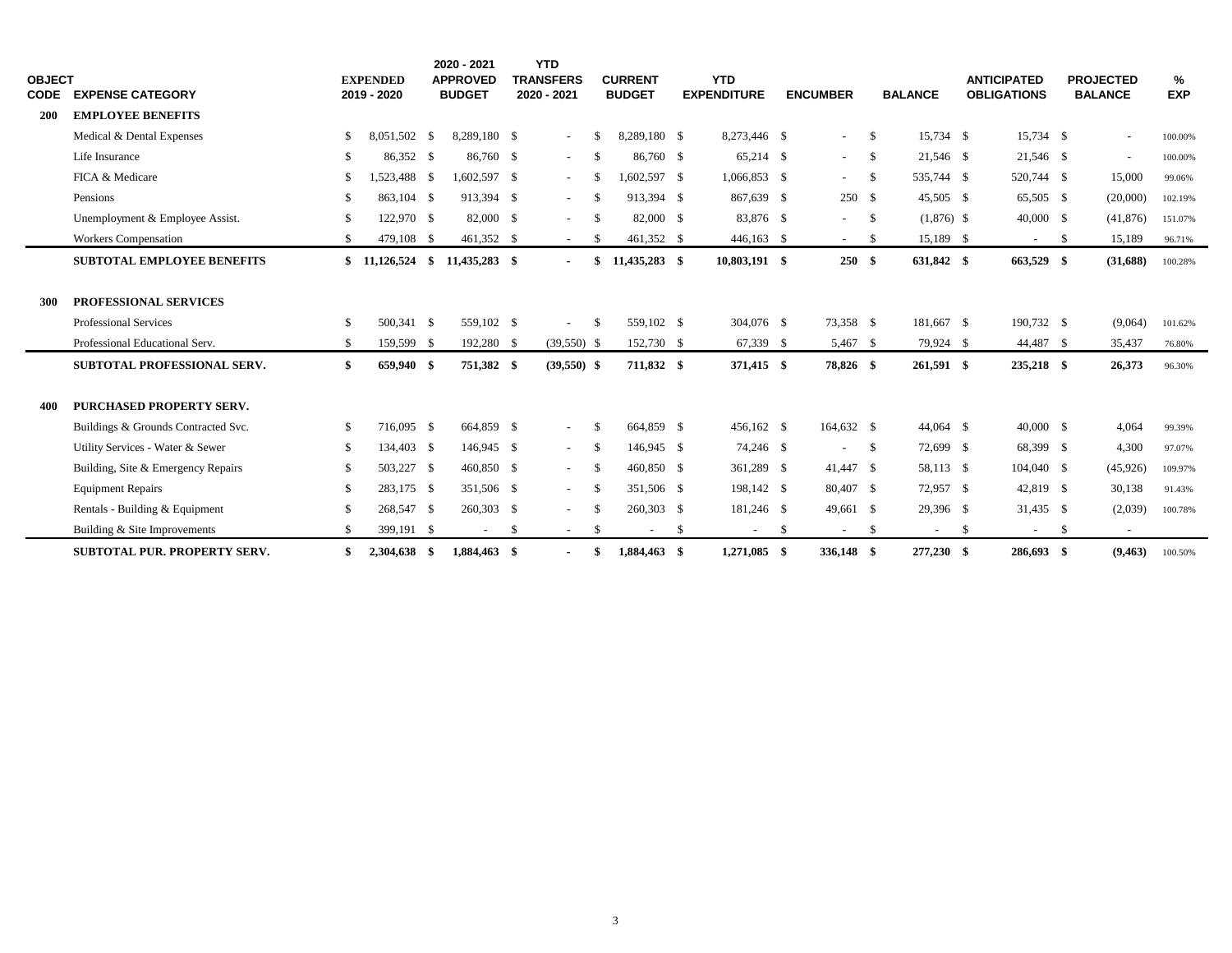| OBJECT CODE | EXPENSE CATEGORY | EXPENDED 2019 - 2020 | 2020 - 2021 APPROVED BUDGET | YTD TRANSFERS 2020 - 2021 | CURRENT BUDGET | YTD EXPENDITURE | ENCUMBER | BALANCE | ANTICIPATED OBLIGATIONS | PROJECTED BALANCE | % EXP |
|---|---|---|---|---|---|---|---|---|---|---|---|
| **200** | **EMPLOYEE BENEFITS** | | | | | | | | | | |
| | Medical & Dental Expenses | $ 8,051,502 | $ 8,289,180 | $ - | $ 8,289,180 | $ 8,273,446 | $ - | $ 15,734 | $ 15,734 | $ - | 100.00% |
| | Life Insurance | $ 86,352 | $ 86,760 | $ - | $ 86,760 | $ 65,214 | $ - | $ 21,546 | $ 21,546 | $ - | 100.00% |
| | FICA & Medicare | $ 1,523,488 | $ 1,602,597 | $ - | $ 1,602,597 | $ 1,066,853 | $ - | $ 535,744 | $ 520,744 | $ 15,000 | 99.06% |
| | Pensions | $ 863,104 | $ 913,394 | $ - | $ 913,394 | $ 867,639 | $ 250 | $ 45,505 | $ 65,505 | $ (20,000) | 102.19% |
| | Unemployment & Employee Assist. | $ 122,970 | $ 82,000 | $ - | $ 82,000 | $ 83,876 | $ - | $ (1,876) | $ 40,000 | $ (41,876) | 151.07% |
| | Workers Compensation | $ 479,108 | $ 461,352 | $ - | $ 461,352 | $ 446,163 | $ - | $ 15,189 | $ - | $ 15,189 | 96.71% |
| | **SUBTOTAL EMPLOYEE BENEFITS** | **$ 11,126,524** | **$ 11,435,283** | **$ -** | **$ 11,435,283** | **$ 10,803,191** | **$ 250** | **$ 631,842** | **$ 663,529** | **$ (31,688)** | 100.28% |
| **300** | **PROFESSIONAL SERVICES** | | | | | | | | | | |
| | Professional Services | $ 500,341 | $ 559,102 | $ - | $ 559,102 | $ 304,076 | $ 73,358 | $ 181,667 | $ 190,732 | $ (9,064) | 101.62% |
| | Professional Educational Serv. | $ 159,599 | $ 192,280 | $ (39,550) | $ 152,730 | $ 67,339 | $ 5,467 | $ 79,924 | $ 44,487 | $ 35,437 | 76.80% |
| | **SUBTOTAL PROFESSIONAL SERV.** | **$ 659,940** | **$ 751,382** | **$ (39,550)** | **$ 711,832** | **$ 371,415** | **$ 78,826** | **$ 261,591** | **$ 235,218** | **$ 26,373** | 96.30% |
| **400** | **PURCHASED PROPERTY SERV.** | | | | | | | | | | |
| | Buildings & Grounds Contracted Svc. | $ 716,095 | $ 664,859 | $ - | $ 664,859 | $ 456,162 | $ 164,632 | $ 44,064 | $ 40,000 | $ 4,064 | 99.39% |
| | Utility Services - Water & Sewer | $ 134,403 | $ 146,945 | $ - | $ 146,945 | $ 74,246 | $ - | $ 72,699 | $ 68,399 | $ 4,300 | 97.07% |
| | Building, Site & Emergency Repairs | $ 503,227 | $ 460,850 | $ - | $ 460,850 | $ 361,289 | $ 41,447 | $ 58,113 | $ 104,040 | $ (45,926) | 109.97% |
| | Equipment Repairs | $ 283,175 | $ 351,506 | $ - | $ 351,506 | $ 198,142 | $ 80,407 | $ 72,957 | $ 42,819 | $ 30,138 | 91.43% |
| | Rentals - Building & Equipment | $ 268,547 | $ 260,303 | $ - | $ 260,303 | $ 181,246 | $ 49,661 | $ 29,396 | $ 31,435 | $ (2,039) | 100.78% |
| | Building & Site Improvements | $ 399,191 | $ - | $ - | $ - | $ - | $ - | $ - | $ - | $ - | |
| | **SUBTOTAL PUR. PROPERTY SERV.** | **$ 2,304,638** | **$ 1,884,463** | **$ -** | **$ 1,884,463** | **$ 1,271,085** | **$ 336,148** | **$ 277,230** | **$ 286,693** | **$ (9,463)** | 100.50% |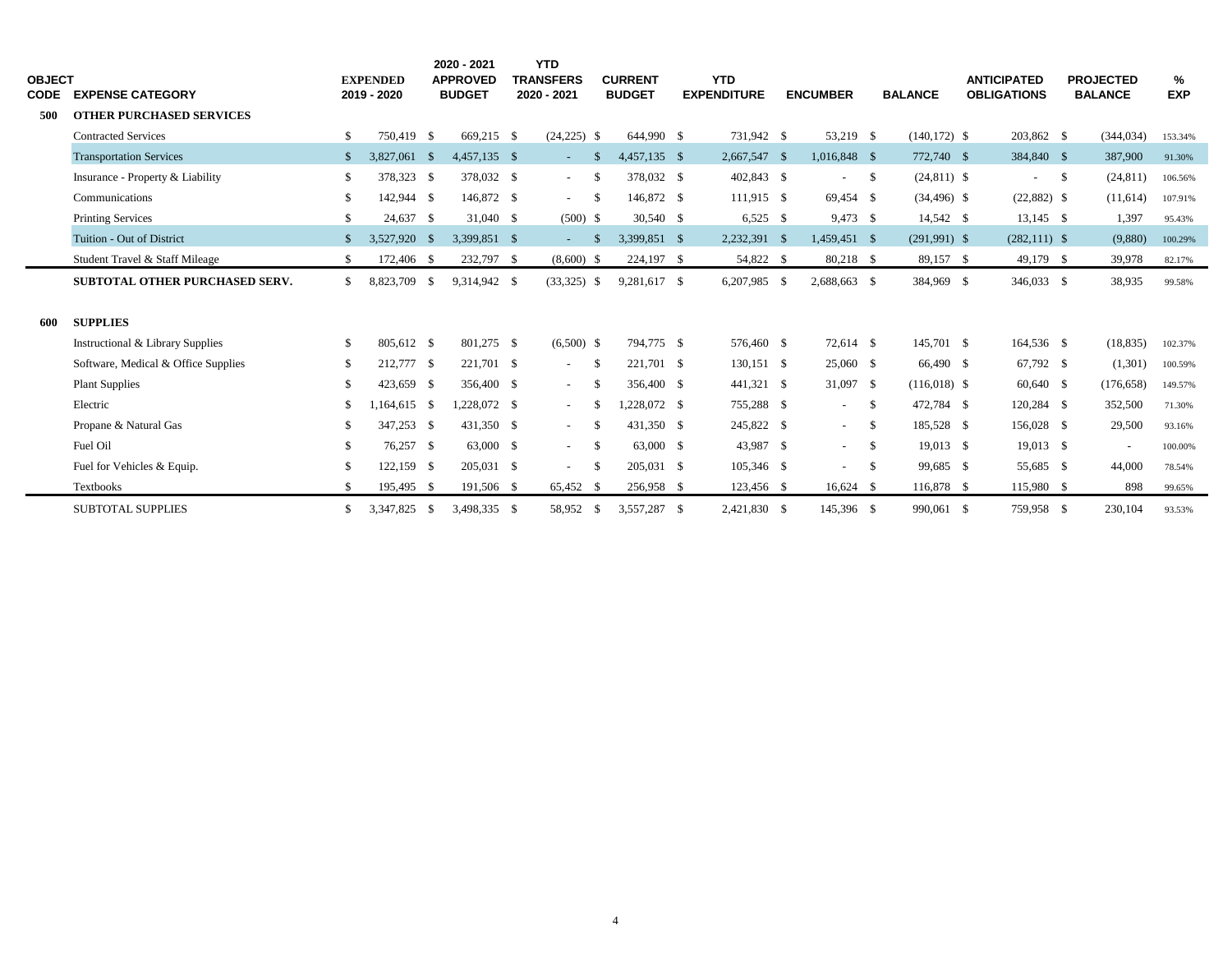| OBJECT CODE | EXPENSE CATEGORY | EXPENDED 2019 - 2020 | 2020 - 2021 APPROVED BUDGET | YTD TRANSFERS 2020 - 2021 | CURRENT BUDGET | YTD EXPENDITURE | ENCUMBER | BALANCE | ANTICIPATED OBLIGATIONS | PROJECTED BALANCE | % EXP |
|---|---|---|---|---|---|---|---|---|---|---|---|
| **500** | **OTHER PURCHASED SERVICES** | | | | | | | | | | |
| | Contracted Services | $ 750,419 | $ 669,215 | $ (24,225) | $ 644,990 | $ 731,942 | $ 53,219 | $ (140,172) | $ 203,862 | $ (344,034) | 153.34% |
| | Transportation Services | $ 3,827,061 | $ 4,457,135 | - | $ 4,457,135 | $ 2,667,547 | $ 1,016,848 | $ 772,740 | $ 384,840 | $ 387,900 | 91.30% |
| | Insurance - Property & Liability | $ 378,323 | $ 378,032 | - | $ 378,032 | $ 402,843 | - | $ (24,811) | - | $ (24,811) | 106.56% |
| | Communications | $ 142,944 | $ 146,872 | - | $ 146,872 | $ 111,915 | $ 69,454 | $ (34,496) | $ (22,882) | $ (11,614) | 107.91% |
| | Printing Services | $ 24,637 | $ 31,040 | $ (500) | $ 30,540 | $ 6,525 | $ 9,473 | $ 14,542 | $ 13,145 | $ 1,397 | 95.43% |
| | Tuition - Out of District | $ 3,527,920 | $ 3,399,851 | - | $ 3,399,851 | $ 2,232,391 | $ 1,459,451 | $ (291,991) | $ (282,111) | $ (9,880) | 100.29% |
| | Student Travel & Staff Mileage | $ 172,406 | $ 232,797 | $ (8,600) | $ 224,197 | $ 54,822 | $ 80,218 | $ 89,157 | $ 49,179 | $ 39,978 | 82.17% |
| | **SUBTOTAL OTHER PURCHASED SERV.** | $ 8,823,709 | $ 9,314,942 | $ (33,325) | $ 9,281,617 | $ 6,207,985 | $ 2,688,663 | $ 384,969 | $ 346,033 | $ 38,935 | 99.58% |
| **600** | **SUPPLIES** | | | | | | | | | | |
| | Instructional & Library Supplies | $ 805,612 | $ 801,275 | $ (6,500) | $ 794,775 | $ 576,460 | $ 72,614 | $ 145,701 | $ 164,536 | $ (18,835) | 102.37% |
| | Software, Medical & Office Supplies | $ 212,777 | $ 221,701 | - | $ 221,701 | $ 130,151 | $ 25,060 | $ 66,490 | $ 67,792 | $ (1,301) | 100.59% |
| | Plant Supplies | $ 423,659 | $ 356,400 | - | $ 356,400 | $ 441,321 | $ 31,097 | $ (116,018) | $ 60,640 | $ (176,658) | 149.57% |
| | Electric | $ 1,164,615 | $ 1,228,072 | - | $ 1,228,072 | $ 755,288 | - | $ 472,784 | $ 120,284 | $ 352,500 | 71.30% |
| | Propane & Natural Gas | $ 347,253 | $ 431,350 | - | $ 431,350 | $ 245,822 | - | $ 185,528 | $ 156,028 | $ 29,500 | 93.16% |
| | Fuel Oil | $ 76,257 | $ 63,000 | - | $ 63,000 | $ 43,987 | - | $ 19,013 | $ 19,013 | - | 100.00% |
| | Fuel for Vehicles & Equip. | $ 122,159 | $ 205,031 | - | $ 205,031 | $ 105,346 | - | $ 99,685 | $ 55,685 | $ 44,000 | 78.54% |
| | Textbooks | $ 195,495 | $ 191,506 | $ 65,452 | $ 256,958 | $ 123,456 | $ 16,624 | $ 116,878 | $ 115,980 | $ 898 | 99.65% |
| | SUBTOTAL SUPPLIES | $ 3,347,825 | $ 3,498,335 | $ 58,952 | $ 3,557,287 | $ 2,421,830 | $ 145,396 | $ 990,061 | $ 759,958 | $ 230,104 | 93.53% |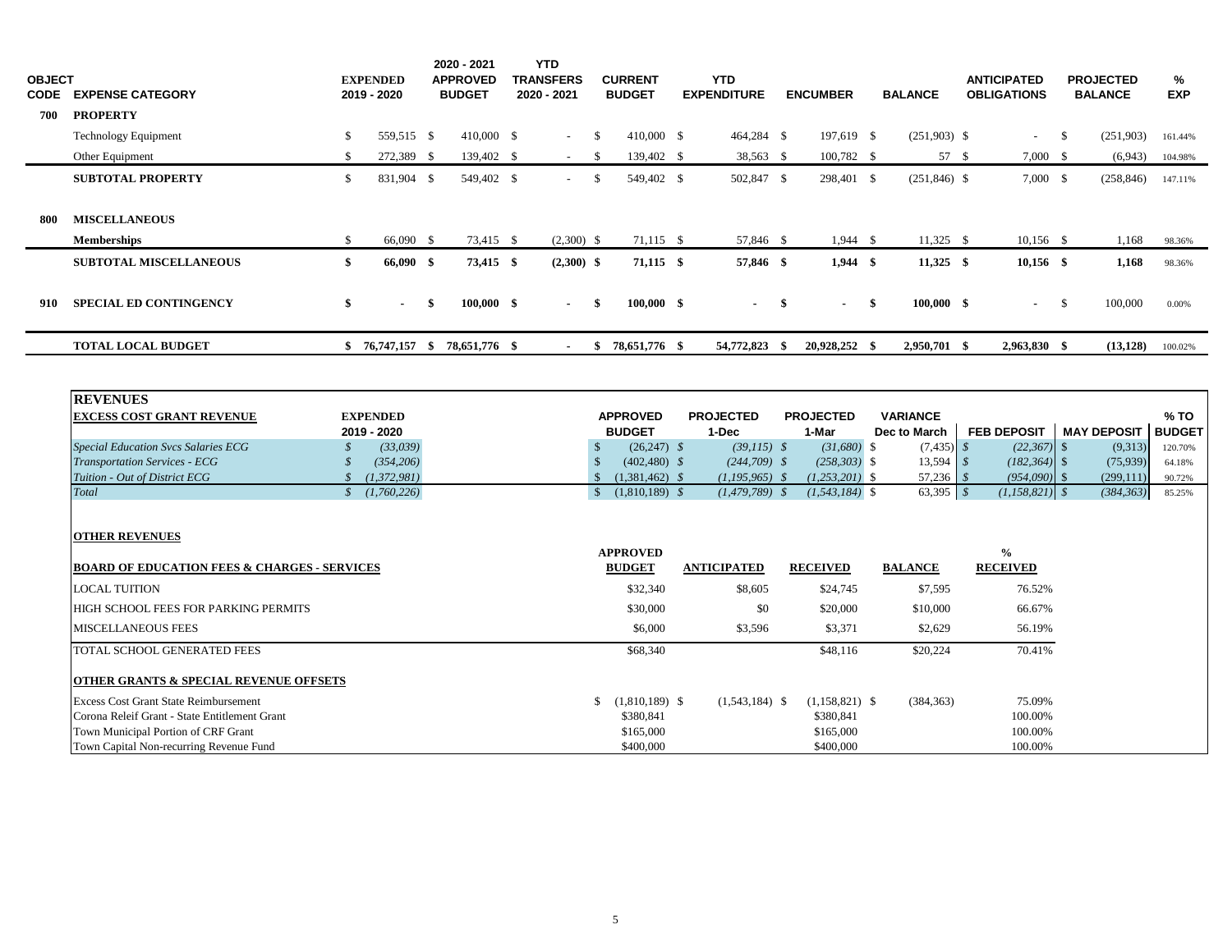| OBJECT CODE | EXPENSE CATEGORY | EXPENDED 2019 - 2020 | 2020 - 2021 APPROVED BUDGET | YTD TRANSFERS 2020 - 2021 | CURRENT BUDGET | YTD EXPENDITURE | ENCUMBER | BALANCE | ANTICIPATED OBLIGATIONS | PROJECTED BALANCE | % EXP |
|---|---|---|---|---|---|---|---|---|---|---|---|
| 700 | **PROPERTY** | | | | | | | | | | |
| | Technology Equipment | $ 559,515 | $ 410,000 | $ - | $ 410,000 | $ 464,284 | $ 197,619 | $ (251,903) | $ - | $ (251,903) | 161.44% |
| | Other Equipment | $ 272,389 | $ 139,402 | $ - | $ 139,402 | $ 38,563 | $ 100,782 | $ 57 | $ 7,000 | $ (6,943) | 104.98% |
| | **SUBTOTAL PROPERTY** | $ 831,904 | $ 549,402 | $ - | $ 549,402 | $ 502,847 | $ 298,401 | $ (251,846) | $ 7,000 | $ (258,846) | 147.11% |
| 800 | **MISCELLANEOUS** | | | | | | | | | | |
| | **Memberships** | $ 66,090 | $ 73,415 | $ (2,300) | $ 71,115 | $ 57,846 | $ 1,944 | $ 11,325 | $ 10,156 | $ 1,168 | 98.36% |
| | **SUBTOTAL MISCELLANEOUS** | **$ 66,090** | **$ 73,415** | **$ (2,300)** | **$ 71,115** | **$ 57,846** | **$ 1,944** | **$ 11,325** | **$ 10,156** | **$ 1,168** | 98.36% |
| 910 | **SPECIAL ED CONTINGENCY** | **$ -** | **$ 100,000** | **$ -** | **$ 100,000** | **$ -** | **$ -** | **$ 100,000** | **$ -** | $ 100,000 | 0.00% |
| | **TOTAL LOCAL BUDGET** | **$ 76,747,157** | **$ 78,651,776** | **$ -** | **$ 78,651,776** | **$ 54,772,823** | **$ 20,928,252** | **$ 2,950,701** | **$ 2,963,830** | **$ (13,128)** | 100.02% |

**REVENUES**

| EXCESS COST GRANT REVENUE | EXPENDED 2019 - 2020 | APPROVED BUDGET | PROJECTED 1-Dec | PROJECTED 1-Mar | VARIANCE Dec to March | FEB DEPOSIT | MAY DEPOSIT | % TO BUDGET |
|---|---|---|---|---|---|---|---|---|
| *Special Education Svcs Salaries ECG* | *$ (33,039)* | $ (26,247) | *$ (39,115)* | *$ (31,680)* | $ (7,435) | *$ (22,367)* | $ (9,313) | 120.70% |
| *Transportation Services - ECG* | *$ (354,206)* | $ (402,480) | *$ (244,709)* | *$ (258,303)* | $ 13,594 | *$ (182,364)* | $ (75,939) | 64.18% |
| *Tuition - Out of District ECG* | *$ (1,372,981)* | $ (1,381,462) | *$ (1,195,965)* | *$ (1,253,201)* | $ 57,236 | *$ (954,090)* | $ (299,111) | 90.72% |
| *Total* | *$ (1,760,226)* | $ (1,810,189) | *$ (1,479,789)* | *$ (1,543,184)* | $ 63,395 | *$ (1,158,821)* | $ (384,363) | 85.25% |

**OTHER REVENUES**

| BOARD OF EDUCATION FEES & CHARGES - SERVICES | APPROVED BUDGET | ANTICIPATED | RECEIVED | BALANCE | % RECEIVED |
|---|---|---|---|---|---|
| LOCAL TUITION | $32,340 | $8,605 | $24,745 | $7,595 | 76.52% |
| HIGH SCHOOL FEES FOR PARKING PERMITS | $30,000 | $0 | $20,000 | $10,000 | 66.67% |
| MISCELLANEOUS FEES | $6,000 | $3,596 | $3,371 | $2,629 | 56.19% |
| TOTAL SCHOOL GENERATED FEES | $68,340 | | $48,116 | $20,224 | 70.41% |
| **OTHER GRANTS & SPECIAL REVENUE OFFSETS** | | | | | |
| Excess Cost Grant State Reimbursement | $ (1,810,189) | $ (1,543,184) | $ (1,158,821) | $ (384,363) | 75.09% |
| Corona Releif Grant - State Entitlement Grant | $380,841 | | $380,841 | | 100.00% |
| Town Municipal Portion of CRF Grant | $165,000 | | $165,000 | | 100.00% |
| Town Capital Non-recurring Revenue Fund | $400,000 | | $400,000 | | 100.00% |